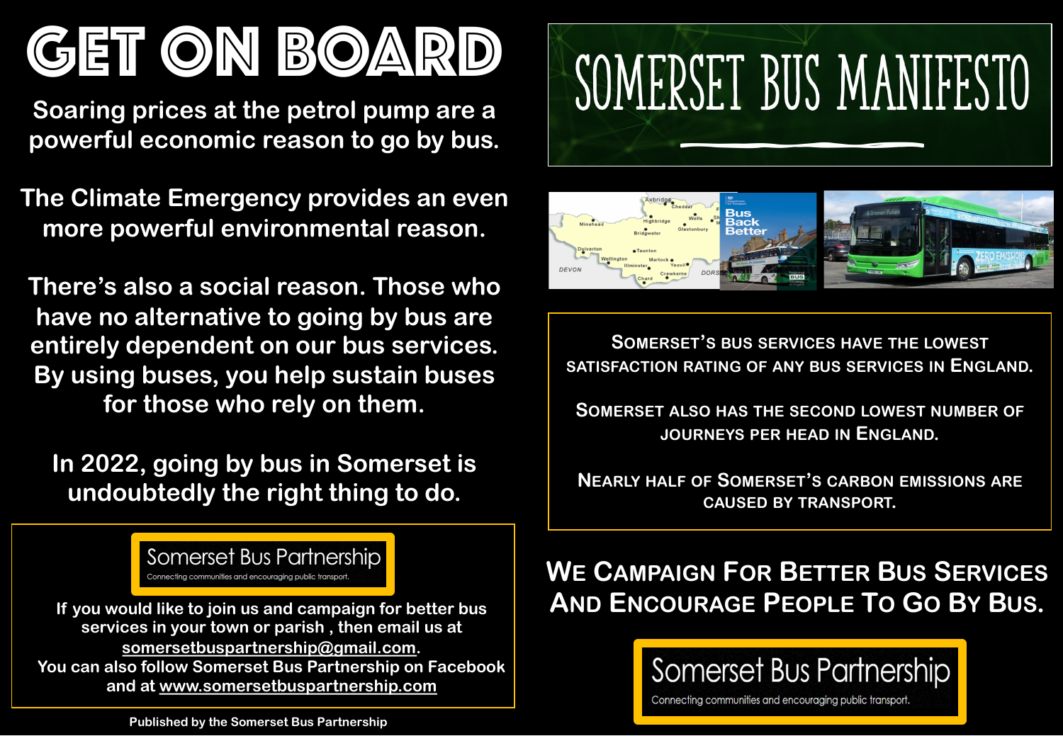# GET ON BOARD

Soaring prices at the petrol pump are a powerful economic reason to go by bus.

The Climate Emergency provides an even more powerful environmental reason.

There's also a social reason. Those who have no alternative to going by bus are entirely dependent on our bus services. By using buses, you help sustain buses for those who rely on them.

In 2022, going by bus in Somerset is undoubtedly the right thing to do.

Somerset Bus Partnership

Connecting communities and encouraging public transport.

If you would like to join us and campaign for better bus services in your town or parish , then email us at somersetbuspartnership@gmail.com.
You can also follow Somerset Bus Partnership on Facebook and at www.somersetbuspartnership.com

Published by the Somerset Bus Partnership

# SOMERSET BUS MANIFESTO

Somerset's bus services have the lowest satisfaction rating of any bus services in England.

Somerset also has the second lowest number of journeys per head in England.

Nearly half of Somerset's carbon emissions are caused by transport.

## We Campaign For Better Bus Services And Encourage People To Go By Bus.

Somerset Bus Partnership

Connecting communities and encouraging public transport.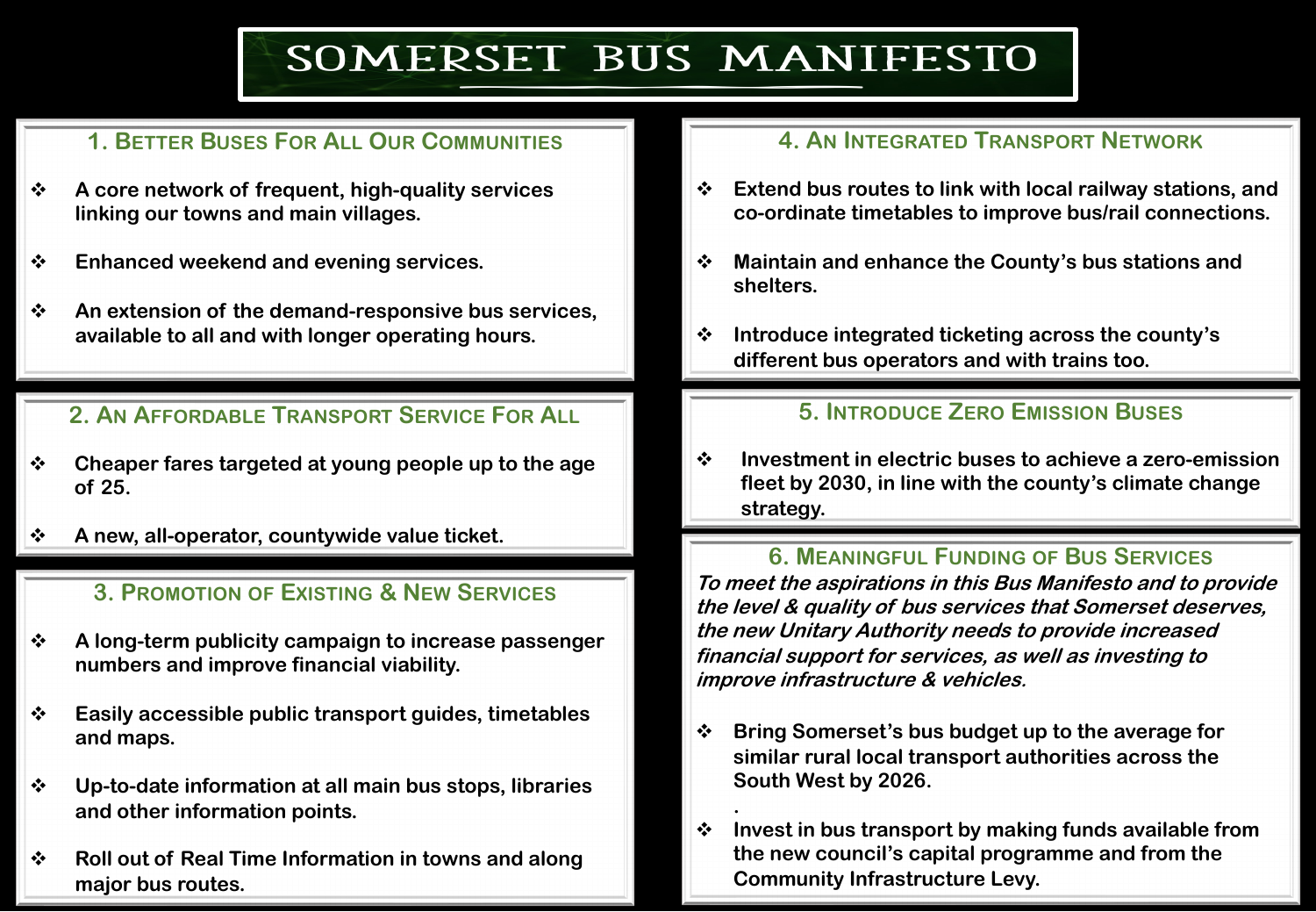# SOMERSET BUS MANIFESTO

## 1. Better Buses For All Our Communities

- A core network of frequent, high-quality services linking our towns and main villages.
- Enhanced weekend and evening services.
- An extension of the demand-responsive bus services, available to all and with longer operating hours.

## 2. An Affordable Transport Service For All

- Cheaper fares targeted at young people up to the age of 25.
- A new, all-operator, countywide value ticket.

## 3. Promotion of Existing & New Services

- A long-term publicity campaign to increase passenger numbers and improve financial viability.
- Easily accessible public transport guides, timetables and maps.
- Up-to-date information at all main bus stops, libraries and other information points.
- Roll out of Real Time Information in towns and along major bus routes.

## 4. An Integrated Transport Network

- Extend bus routes to link with local railway stations, and co-ordinate timetables to improve bus/rail connections.
- Maintain and enhance the County's bus stations and shelters.
- Introduce integrated ticketing across the county's different bus operators and with trains too.

## 5. Introduce Zero Emission Buses

- Investment in electric buses to achieve a zero-emission fleet by 2030, in line with the county's climate change strategy.

## 6. Meaningful Funding of Bus Services

*To meet the aspirations in this Bus Manifesto and to provide the level & quality of bus services that Somerset deserves, the new Unitary Authority needs to provide increased financial support for services, as well as investing to improve infrastructure & vehicles.*

- Bring Somerset's bus budget up to the average for similar rural local transport authorities across the South West by 2026.
- Invest in bus transport by making funds available from the new council's capital programme and from the Community Infrastructure Levy.